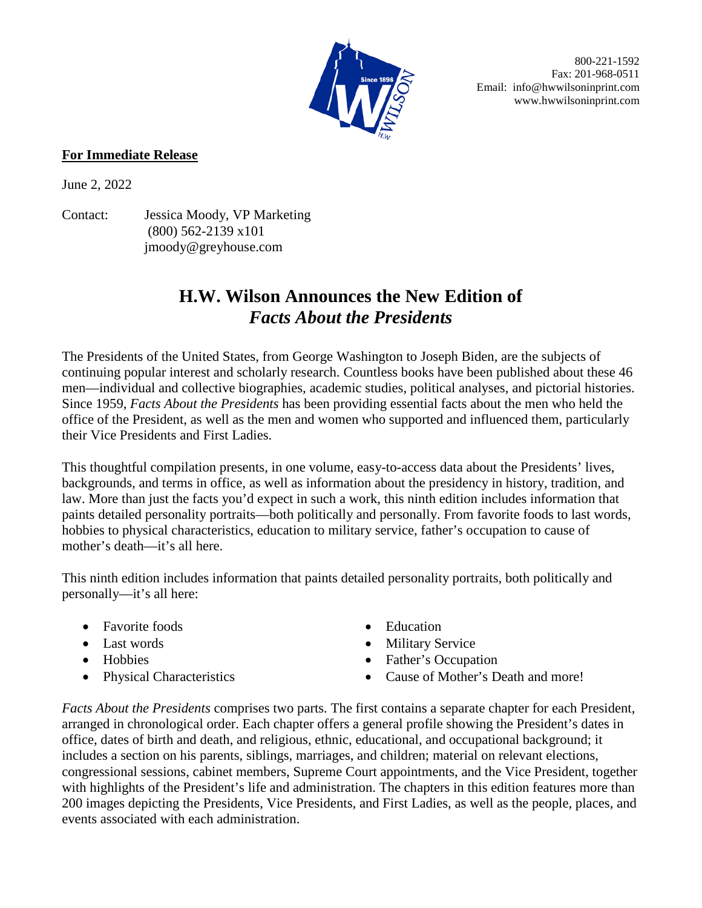800-221-1592
Fax: 201-968-0511
Email: info@hwwilsoninprint.com
www.hwwilsoninprint.com

**For Immediate Release**

June 2, 2022

Contact: Jessica Moody, VP Marketing
(800) 562-2139 x101
jmoody@greyhouse.com

# H.W. Wilson Announces the New Edition of *Facts About the Presidents*

The Presidents of the United States, from George Washington to Joseph Biden, are the subjects of continuing popular interest and scholarly research. Countless books have been published about these 46 men—individual and collective biographies, academic studies, political analyses, and pictorial histories. Since 1959, *Facts About the Presidents* has been providing essential facts about the men who held the office of the President, as well as the men and women who supported and influenced them, particularly their Vice Presidents and First Ladies.

This thoughtful compilation presents, in one volume, easy-to-access data about the Presidents' lives, backgrounds, and terms in office, as well as information about the presidency in history, tradition, and law. More than just the facts you'd expect in such a work, this ninth edition includes information that paints detailed personality portraits—both politically and personally. From favorite foods to last words, hobbies to physical characteristics, education to military service, father's occupation to cause of mother's death—it's all here.

This ninth edition includes information that paints detailed personality portraits, both politically and personally—it's all here:

- Favorite foods
- Last words
- Hobbies
- Physical Characteristics
- Education
- Military Service
- Father's Occupation
- Cause of Mother's Death and more!

*Facts About the Presidents* comprises two parts. The first contains a separate chapter for each President, arranged in chronological order. Each chapter offers a general profile showing the President's dates in office, dates of birth and death, and religious, ethnic, educational, and occupational background; it includes a section on his parents, siblings, marriages, and children; material on relevant elections, congressional sessions, cabinet members, Supreme Court appointments, and the Vice President, together with highlights of the President's life and administration. The chapters in this edition features more than 200 images depicting the Presidents, Vice Presidents, and First Ladies, as well as the people, places, and events associated with each administration.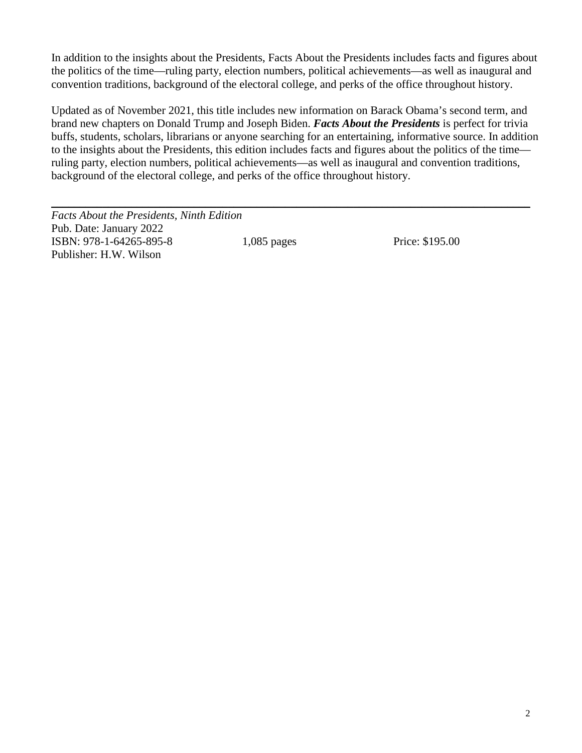In addition to the insights about the Presidents, Facts About the Presidents includes facts and figures about the politics of the time—ruling party, election numbers, political achievements—as well as inaugural and convention traditions, background of the electoral college, and perks of the office throughout history.

Updated as of November 2021, this title includes new information on Barack Obama's second term, and brand new chapters on Donald Trump and Joseph Biden. ***Facts About the Presidents*** is perfect for trivia buffs, students, scholars, librarians or anyone searching for an entertaining, informative source. In addition to the insights about the Presidents, this edition includes facts and figures about the politics of the time—ruling party, election numbers, political achievements—as well as inaugural and convention traditions, background of the electoral college, and perks of the office throughout history.

---

*Facts About the Presidents, Ninth Edition*
Pub. Date: January 2022
ISBN: 978-1-64265-895-8 | 1,085 pages | Price: $195.00
Publisher: H.W. Wilson